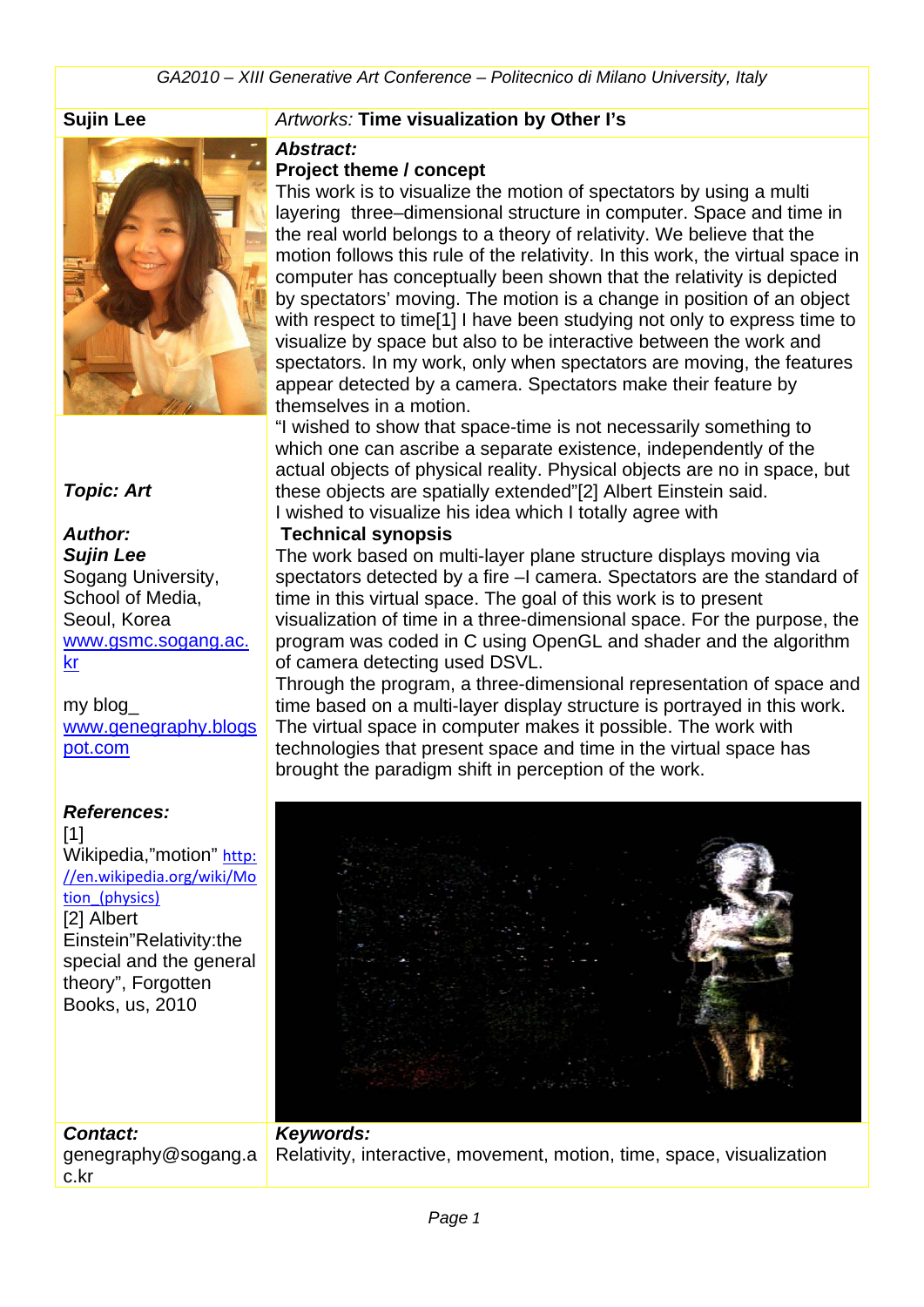**Sujin Lee**

*Artworks:* **Time visualization by Other I's**

*Topic: Art*

***Author:***
***Sujin Lee***
Sogang University,
School of Media,
Seoul, Korea
www.gsmc.sogang.ac.kr

my blog_
www.genegraphy.blogspot.com

***Abstract:***

**Project theme / concept**

This work is to visualize the motion of spectators by using a multi layering three–dimensional structure in computer. Space and time in the real world belongs to a theory of relativity. We believe that the motion follows this rule of the relativity. In this work, the virtual space in computer has conceptually been shown that the relativity is depicted by spectators' moving. The motion is a change in position of an object with respect to time[1] I have been studying not only to express time to visualize by space but also to be interactive between the work and spectators. In my work, only when spectators are moving, the features appear detected by a camera. Spectators make their feature by themselves in a motion.
"I wished to show that space-time is not necessarily something to which one can ascribe a separate existence, independently of the actual objects of physical reality. Physical objects are no in space, but these objects are spatially extended"[2] Albert Einstein said.
I wished to visualize his idea which I totally agree with

**Technical synopsis**

The work based on multi-layer plane structure displays moving via spectators detected by a fire –I camera. Spectators are the standard of time in this virtual space. The goal of this work is to present visualization of time in a three-dimensional space. For the purpose, the program was coded in C using OpenGL and shader and the algorithm of camera detecting used DSVL.
Through the program, a three-dimensional representation of space and time based on a multi-layer display structure is portrayed in this work. The virtual space in computer makes it possible. The work with technologies that present space and time in the virtual space has brought the paradigm shift in perception of the work.

***References:***

[1] Wikipedia,"motion" http://en.wikipedia.org/wiki/Motion_(physics)

[2] Albert Einstein"Relativity:the special and the general theory", Forgotten Books, us, 2010

***Contact:***
genegraphy@sogang.ac.kr

***Keywords:***
Relativity, interactive, movement, motion, time, space, visualization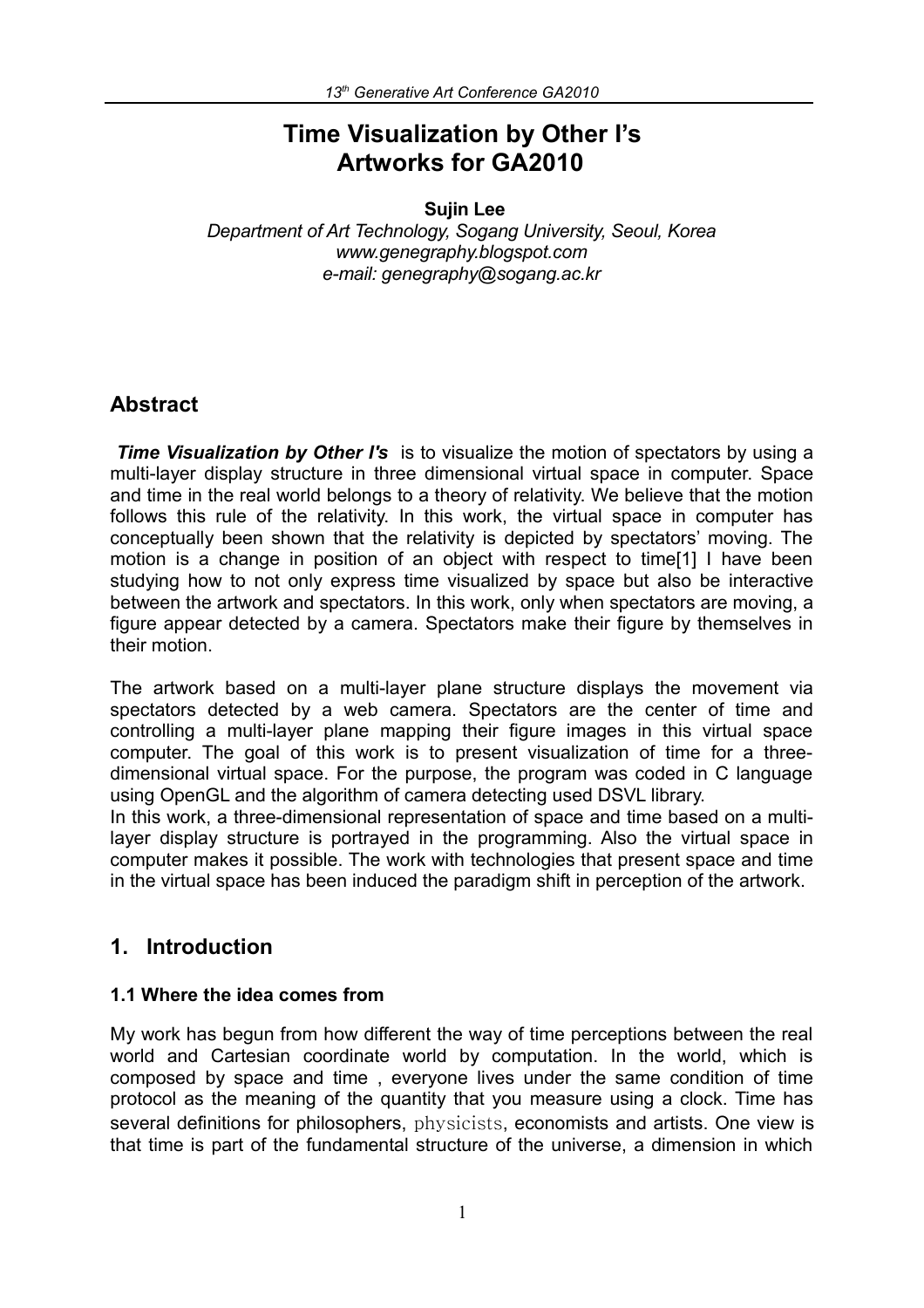# Time Visualization by Other I's Artworks for GA2010

**Sujin Lee**

*Department of Art Technology, Sogang University, Seoul, Korea*
*www.genegraphy.blogspot.com*
*e-mail: genegraphy@sogang.ac.kr*

## Abstract

***Time Visualization by Other I's*** is to visualize the motion of spectators by using a multi-layer display structure in three dimensional virtual space in computer. Space and time in the real world belongs to a theory of relativity. We believe that the motion follows this rule of the relativity. In this work, the virtual space in computer has conceptually been shown that the relativity is depicted by spectators' moving. The motion is a change in position of an object with respect to time[1] I have been studying how to not only express time visualized by space but also be interactive between the artwork and spectators. In this work, only when spectators are moving, a figure appear detected by a camera. Spectators make their figure by themselves in their motion.

The artwork based on a multi-layer plane structure displays the movement via spectators detected by a web camera. Spectators are the center of time and controlling a multi-layer plane mapping their figure images in this virtual space computer. The goal of this work is to present visualization of time for a three-dimensional virtual space. For the purpose, the program was coded in C language using OpenGL and the algorithm of camera detecting used DSVL library.

In this work, a three-dimensional representation of space and time based on a multi-layer display structure is portrayed in the programming. Also the virtual space in computer makes it possible. The work with technologies that present space and time in the virtual space has been induced the paradigm shift in perception of the artwork.

## 1. Introduction

### 1.1 Where the idea comes from

My work has begun from how different the way of time perceptions between the real world and Cartesian coordinate world by computation. In the world, which is composed by space and time , everyone lives under the same condition of time protocol as the meaning of the quantity that you measure using a clock. Time has several definitions for philosophers, physicists, economists and artists. One view is that time is part of the fundamental structure of the universe, a dimension in which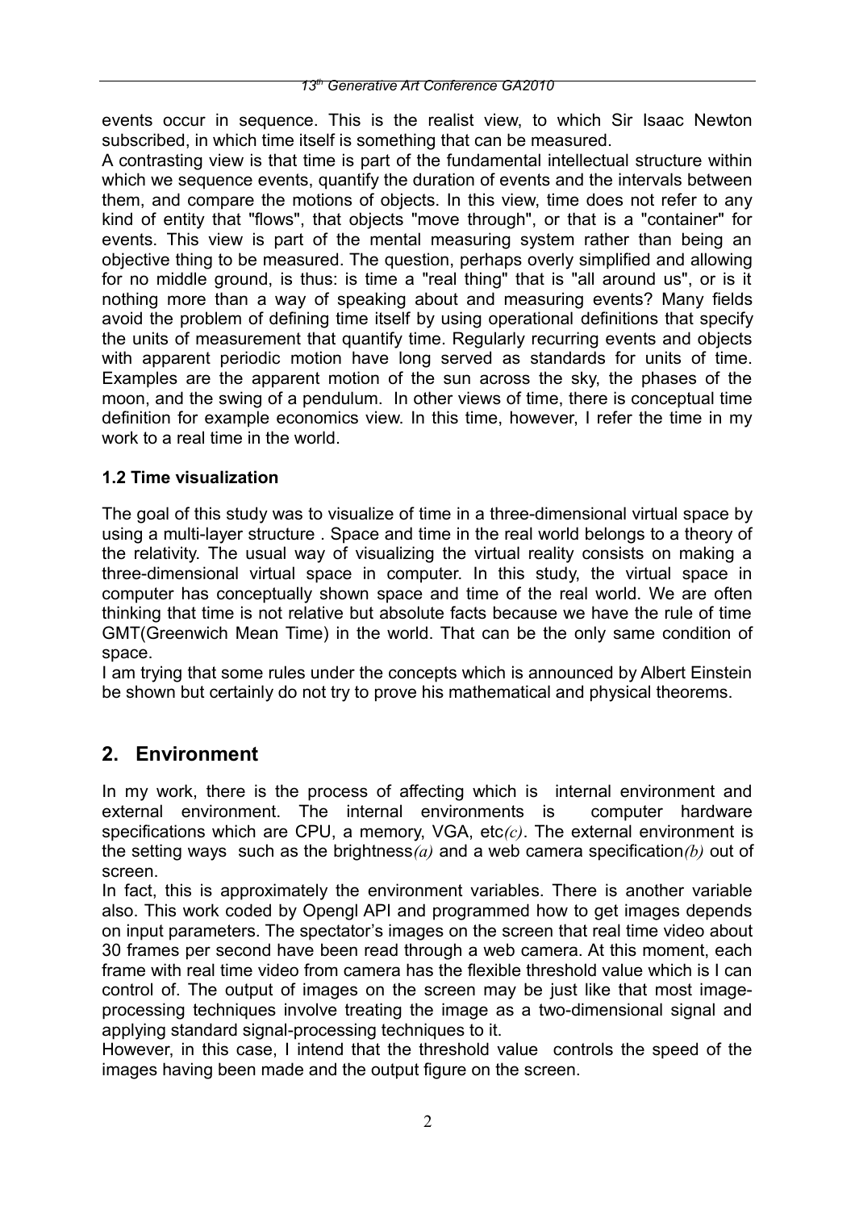events occur in sequence. This is the realist view, to which Sir Isaac Newton subscribed, in which time itself is something that can be measured.

A contrasting view is that time is part of the fundamental intellectual structure within which we sequence events, quantify the duration of events and the intervals between them, and compare the motions of objects. In this view, time does not refer to any kind of entity that "flows", that objects "move through", or that is a "container" for events. This view is part of the mental measuring system rather than being an objective thing to be measured. The question, perhaps overly simplified and allowing for no middle ground, is thus: is time a "real thing" that is "all around us", or is it nothing more than a way of speaking about and measuring events? Many fields avoid the problem of defining time itself by using operational definitions that specify the units of measurement that quantify time. Regularly recurring events and objects with apparent periodic motion have long served as standards for units of time. Examples are the apparent motion of the sun across the sky, the phases of the moon, and the swing of a pendulum. In other views of time, there is conceptual time definition for example economics view. In this time, however, I refer the time in my work to a real time in the world.

### 1.2 Time visualization

The goal of this study was to visualize of time in a three-dimensional virtual space by using a multi-layer structure . Space and time in the real world belongs to a theory of the relativity. The usual way of visualizing the virtual reality consists on making a three-dimensional virtual space in computer. In this study, the virtual space in computer has conceptually shown space and time of the real world. We are often thinking that time is not relative but absolute facts because we have the rule of time GMT(Greenwich Mean Time) in the world. That can be the only same condition of space.

I am trying that some rules under the concepts which is announced by Albert Einstein be shown but certainly do not try to prove his mathematical and physical theorems.

## 2. Environment

In my work, there is the process of affecting which is internal environment and external environment. The internal environments is computer hardware specifications which are CPU, a memory, VGA, etc*(c)*. The external environment is the setting ways such as the brightness*(a)* and a web camera specification*(b)* out of screen.

In fact, this is approximately the environment variables. There is another variable also. This work coded by Opengl API and programmed how to get images depends on input parameters. The spectator's images on the screen that real time video about 30 frames per second have been read through a web camera. At this moment, each frame with real time video from camera has the flexible threshold value which is I can control of. The output of images on the screen may be just like that most image-processing techniques involve treating the image as a two-dimensional signal and applying standard signal-processing techniques to it.

However, in this case, I intend that the threshold value controls the speed of the images having been made and the output figure on the screen.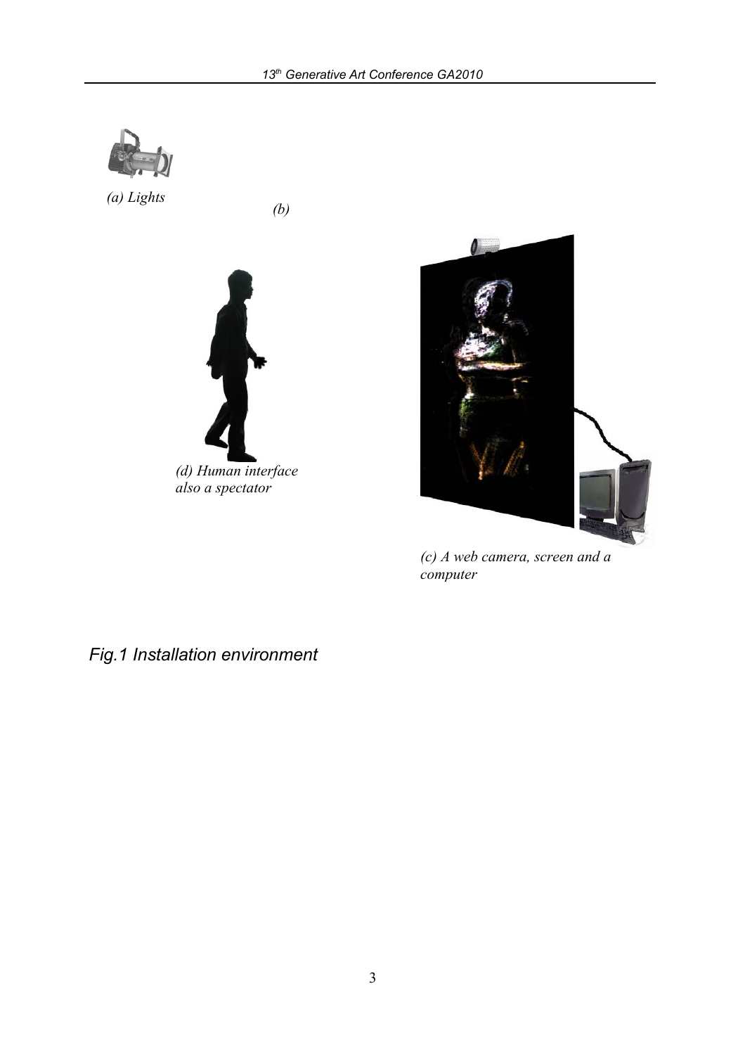(a) Lights

(b)

(d) Human interface also a spectator

(c) A web camera, screen and a computer

*Fig.1 Installation environment*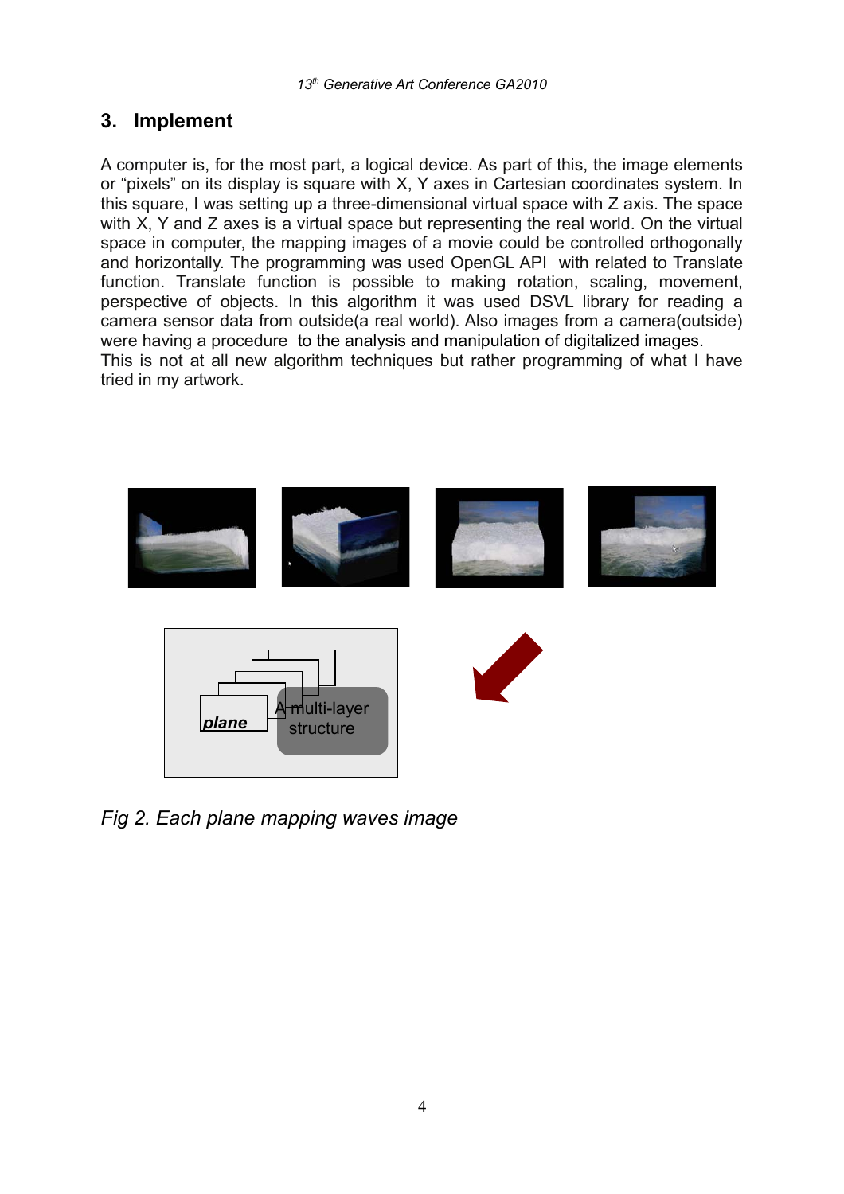## 3. Implement

A computer is, for the most part, a logical device. As part of this, the image elements or “pixels” on its display is square with X, Y axes in Cartesian coordinates system. In this square, I was setting up a three-dimensional virtual space with Z axis. The space with X, Y and Z axes is a virtual space but representing the real world. On the virtual space in computer, the mapping images of a movie could be controlled orthogonally and horizontally. The programming was used OpenGL API with related to Translate function. Translate function is possible to making rotation, scaling, movement, perspective of objects. In this algorithm it was used DSVL library for reading a camera sensor data from outside(a real world). Also images from a camera(outside) were having a procedure to the analysis and manipulation of digitalized images.
This is not at all new algorithm techniques but rather programming of what I have tried in my artwork.

plane

A multi-layer structure

*Fig 2. Each plane mapping waves image*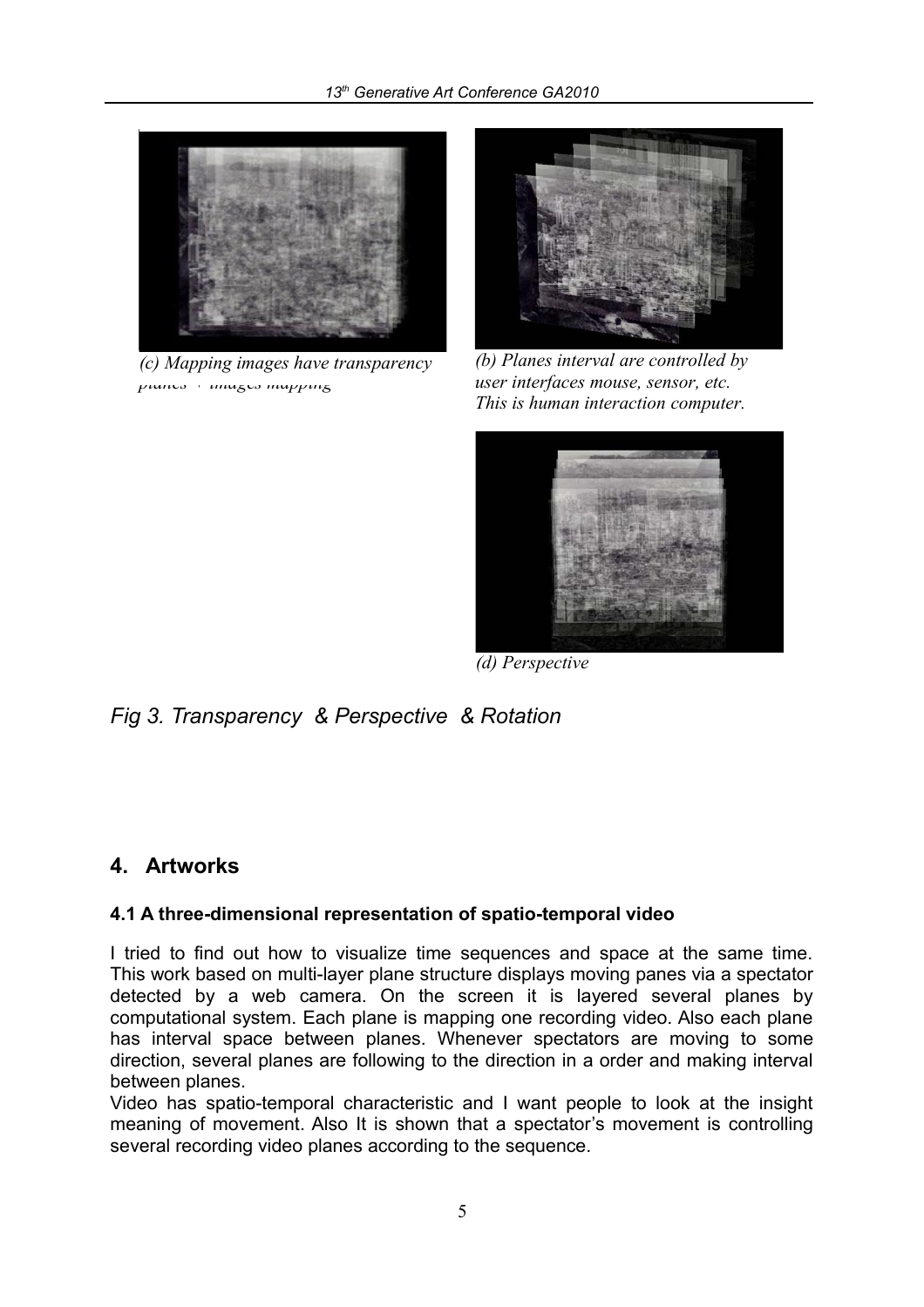*(c) Mapping images have transparency*

*planes + images mapping*

*(b) Planes interval are controlled by user interfaces mouse, sensor, etc. This is human interaction computer.*

*(d) Perspective*

*Fig 3. Transparency & Perspective & Rotation*

## 4. Artworks

### 4.1 A three-dimensional representation of spatio-temporal video

I tried to find out how to visualize time sequences and space at the same time. This work based on multi-layer plane structure displays moving panes via a spectator detected by a web camera. On the screen it is layered several planes by computational system. Each plane is mapping one recording video. Also each plane has interval space between planes. Whenever spectators are moving to some direction, several planes are following to the direction in a order and making interval between planes.

Video has spatio-temporal characteristic and I want people to look at the insight meaning of movement. Also It is shown that a spectator's movement is controlling several recording video planes according to the sequence.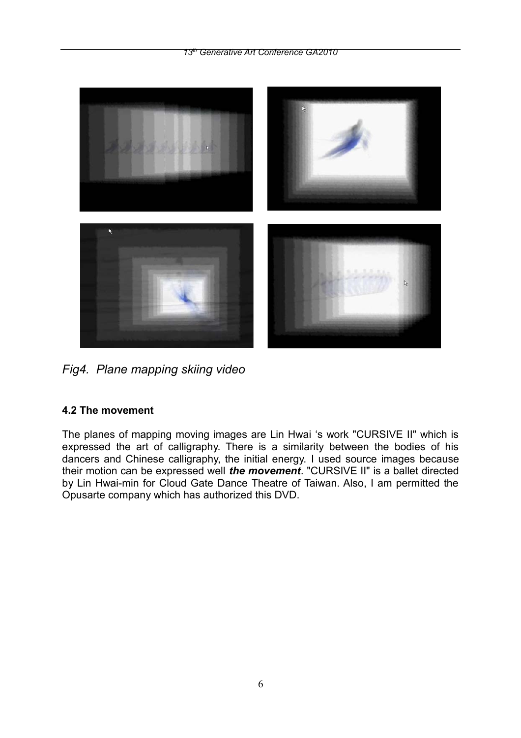*Fig4. Plane mapping skiing video*

#### 4.2 The movement

The planes of mapping moving images are Lin Hwai 's work "CURSIVE II" which is expressed the art of calligraphy. There is a similarity between the bodies of his dancers and Chinese calligraphy, the initial energy. I used source images because their motion can be expressed well ***the movement***. "CURSIVE II" is a ballet directed by Lin Hwai-min for Cloud Gate Dance Theatre of Taiwan. Also, I am permitted the Opusarte company which has authorized this DVD.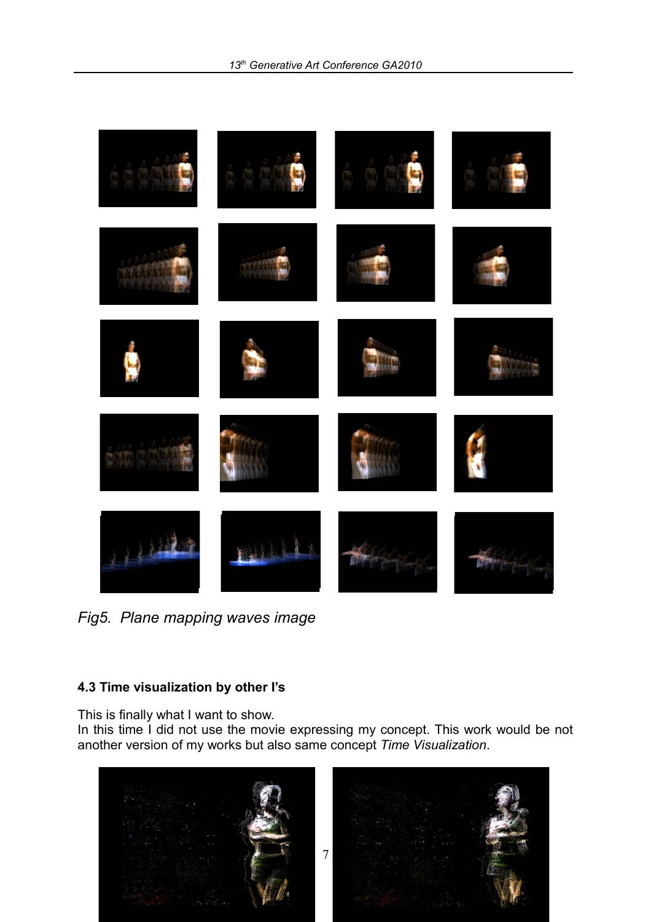Fig5. *Plane mapping waves image*

### 4.3 Time visualization by other I's

This is finally what I want to show.

In this time I did not use the movie expressing my concept. This work would be not another version of my works but also same concept *Time Visualization*.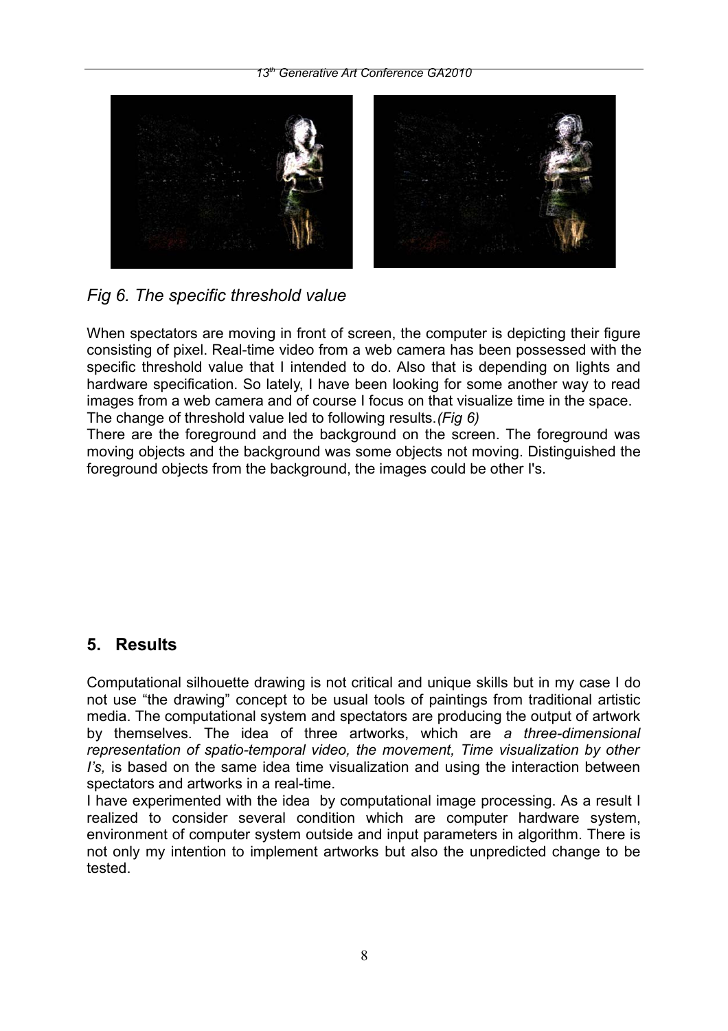*Fig 6. The specific threshold value*

When spectators are moving in front of screen, the computer is depicting their figure consisting of pixel. Real-time video from a web camera has been possessed with the specific threshold value that I intended to do. Also that is depending on lights and hardware specification. So lately, I have been looking for some another way to read images from a web camera and of course I focus on that visualize time in the space. The change of threshold value led to following results.*(Fig 6)*

There are the foreground and the background on the screen. The foreground was moving objects and the background was some objects not moving. Distinguished the foreground objects from the background, the images could be other I's.

## 5. Results

Computational silhouette drawing is not critical and unique skills but in my case I do not use "the drawing" concept to be usual tools of paintings from traditional artistic media. The computational system and spectators are producing the output of artwork by themselves. The idea of three artworks, which are *a three-dimensional representation of spatio-temporal video, the movement, Time visualization by other I's,* is based on the same idea time visualization and using the interaction between spectators and artworks in a real-time.

I have experimented with the idea by computational image processing. As a result I realized to consider several condition which are computer hardware system, environment of computer system outside and input parameters in algorithm. There is not only my intention to implement artworks but also the unpredicted change to be tested.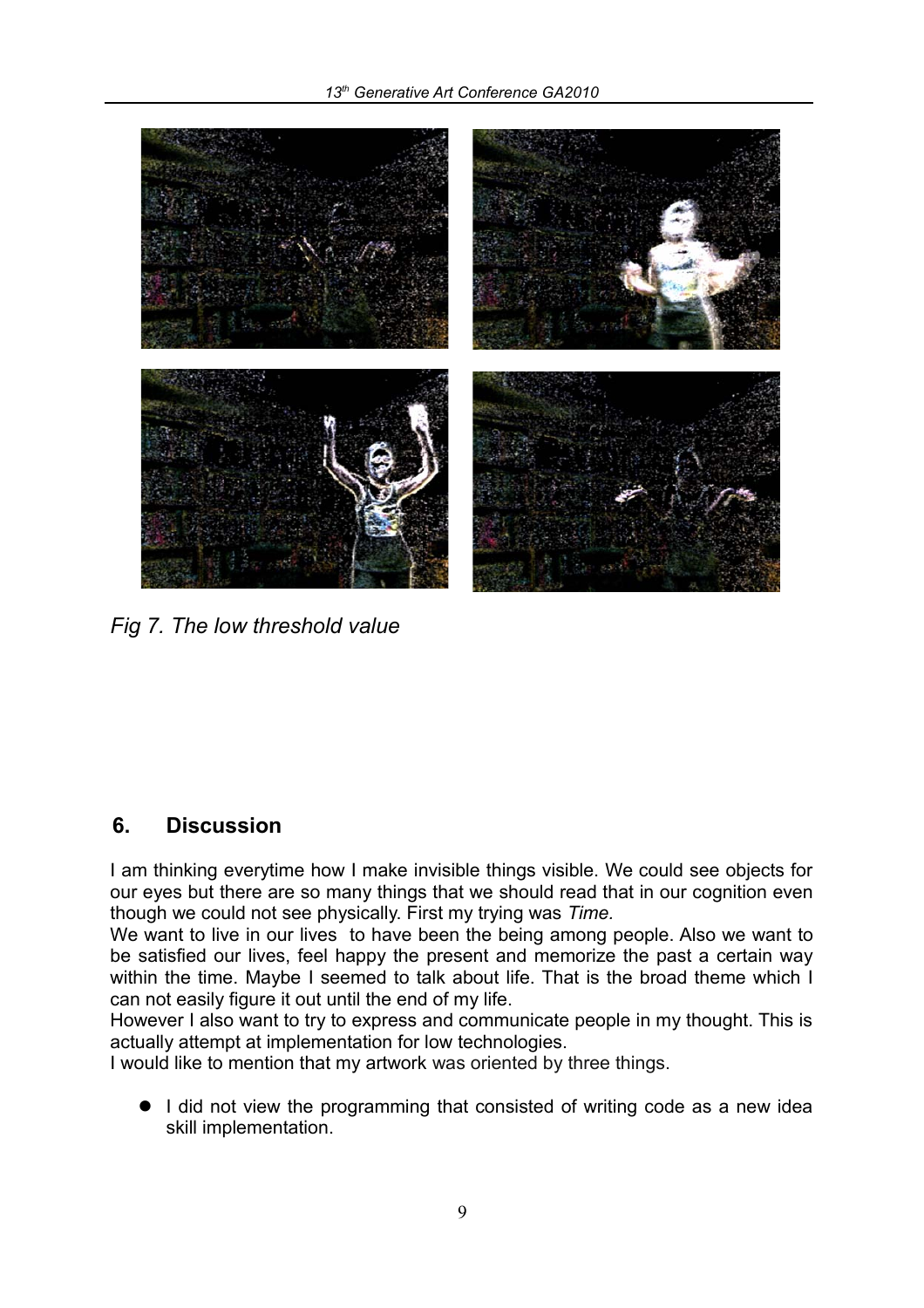*Fig 7. The low threshold value*

## 6. Discussion

I am thinking everytime how I make invisible things visible. We could see objects for our eyes but there are so many things that we should read that in our cognition even though we could not see physically. First my trying was *Time.*

We want to live in our lives to have been the being among people. Also we want to be satisfied our lives, feel happy the present and memorize the past a certain way within the time. Maybe I seemed to talk about life. That is the broad theme which I can not easily figure it out until the end of my life.

However I also want to try to express and communicate people in my thought. This is actually attempt at implementation for low technologies.

I would like to mention that my artwork was oriented by three things.

- I did not view the programming that consisted of writing code as a new idea skill implementation.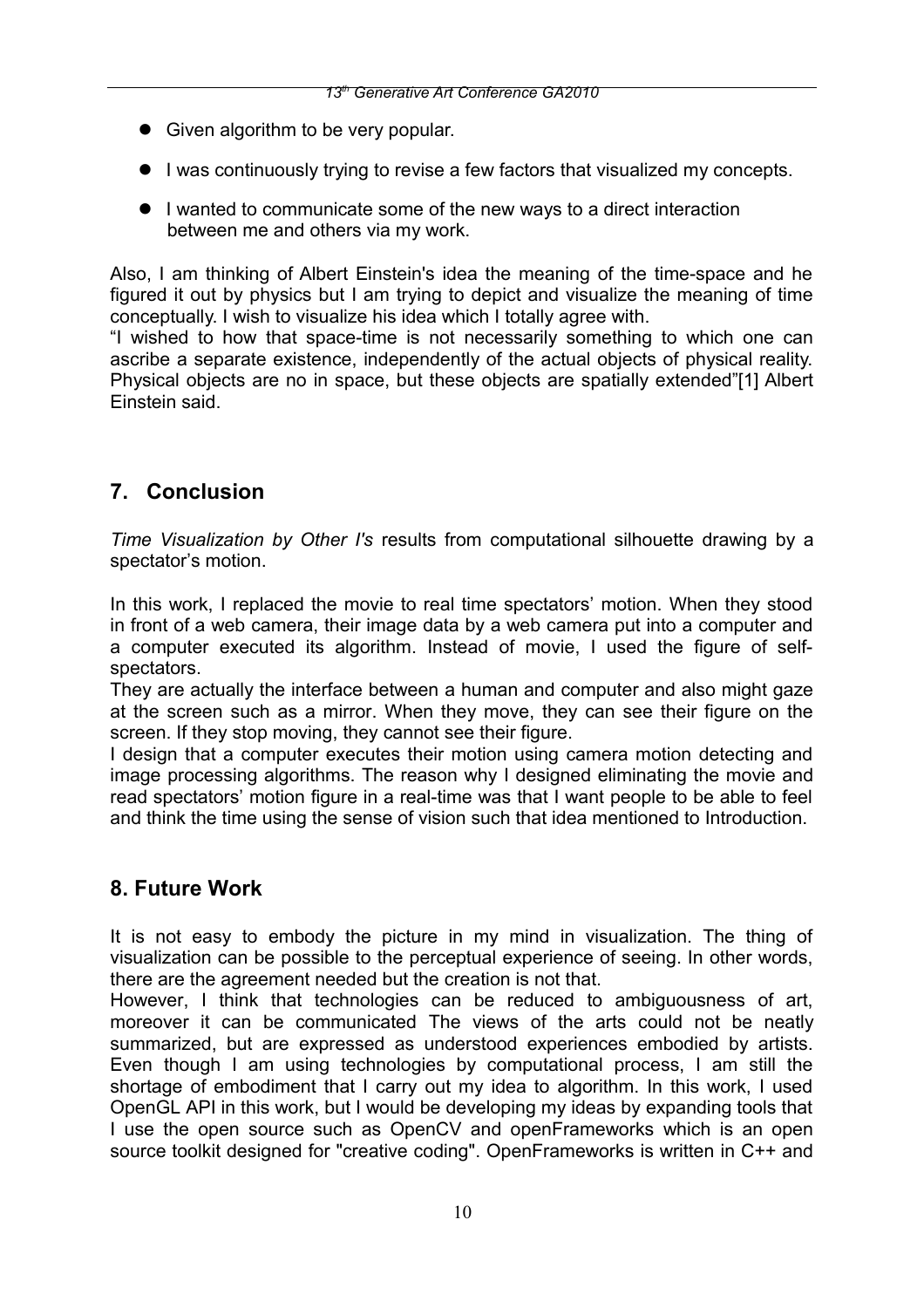- Given algorithm to be very popular.
- I was continuously trying to revise a few factors that visualized my concepts.
- I wanted to communicate some of the new ways to a direct interaction between me and others via my work.

Also, I am thinking of Albert Einstein's idea the meaning of the time-space and he figured it out by physics but I am trying to depict and visualize the meaning of time conceptually. I wish to visualize his idea which I totally agree with.
"I wished to how that space-time is not necessarily something to which one can ascribe a separate existence, independently of the actual objects of physical reality. Physical objects are no in space, but these objects are spatially extended"[1] Albert Einstein said.

## 7. Conclusion

*Time Visualization by Other I's* results from computational silhouette drawing by a spectator's motion.

In this work, I replaced the movie to real time spectators' motion. When they stood in front of a web camera, their image data by a web camera put into a computer and a computer executed its algorithm. Instead of movie, I used the figure of self-spectators.
They are actually the interface between a human and computer and also might gaze at the screen such as a mirror. When they move, they can see their figure on the screen. If they stop moving, they cannot see their figure.
I design that a computer executes their motion using camera motion detecting and image processing algorithms. The reason why I designed eliminating the movie and read spectators' motion figure in a real-time was that I want people to be able to feel and think the time using the sense of vision such that idea mentioned to Introduction.

## 8. Future Work

It is not easy to embody the picture in my mind in visualization. The thing of visualization can be possible to the perceptual experience of seeing. In other words, there are the agreement needed but the creation is not that.
However, I think that technologies can be reduced to ambiguousness of art, moreover it can be communicated The views of the arts could not be neatly summarized, but are expressed as understood experiences embodied by artists. Even though I am using technologies by computational process, I am still the shortage of embodiment that I carry out my idea to algorithm. In this work, I used OpenGL API in this work, but I would be developing my ideas by expanding tools that I use the open source such as OpenCV and openFrameworks which is an open source toolkit designed for "creative coding". OpenFrameworks is written in C++ and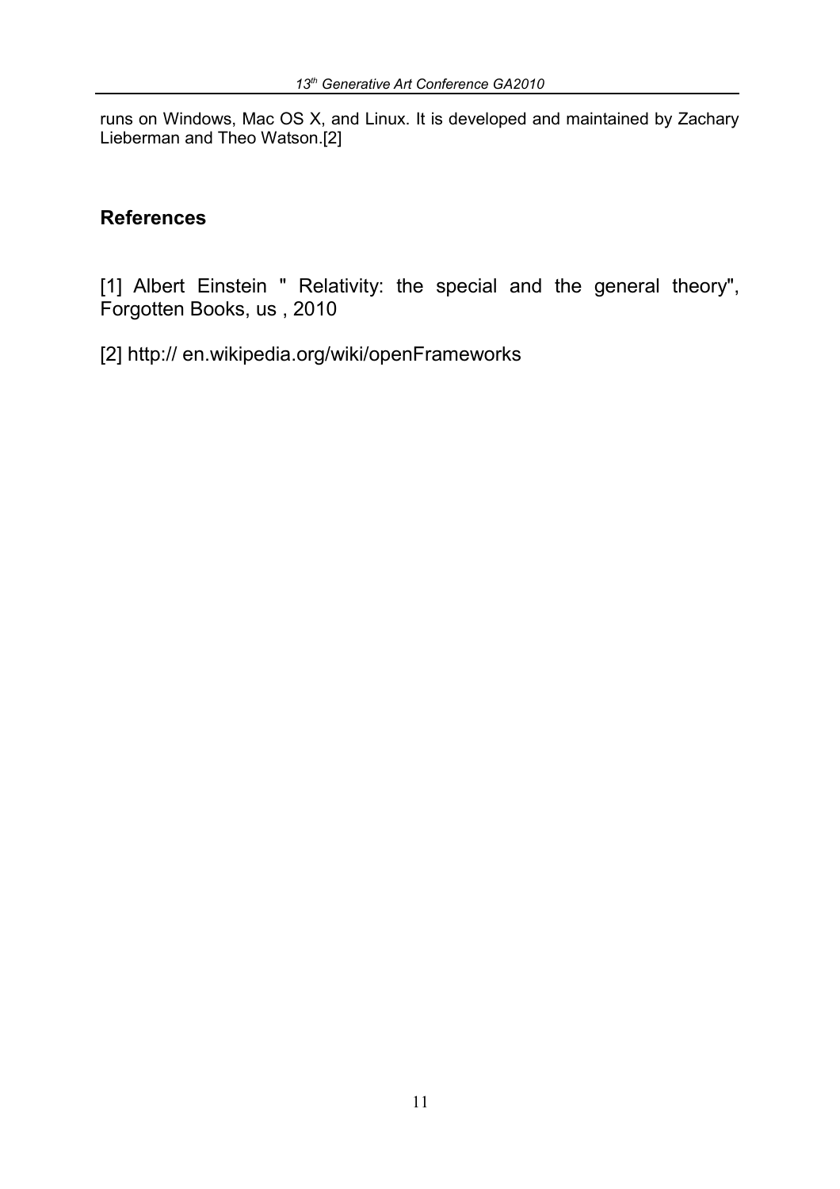runs on Windows, Mac OS X, and Linux. It is developed and maintained by Zachary Lieberman and Theo Watson.[2]

## References

[1] Albert Einstein " Relativity: the special and the general theory", Forgotten Books, us , 2010

[2] http:// en.wikipedia.org/wiki/openFrameworks